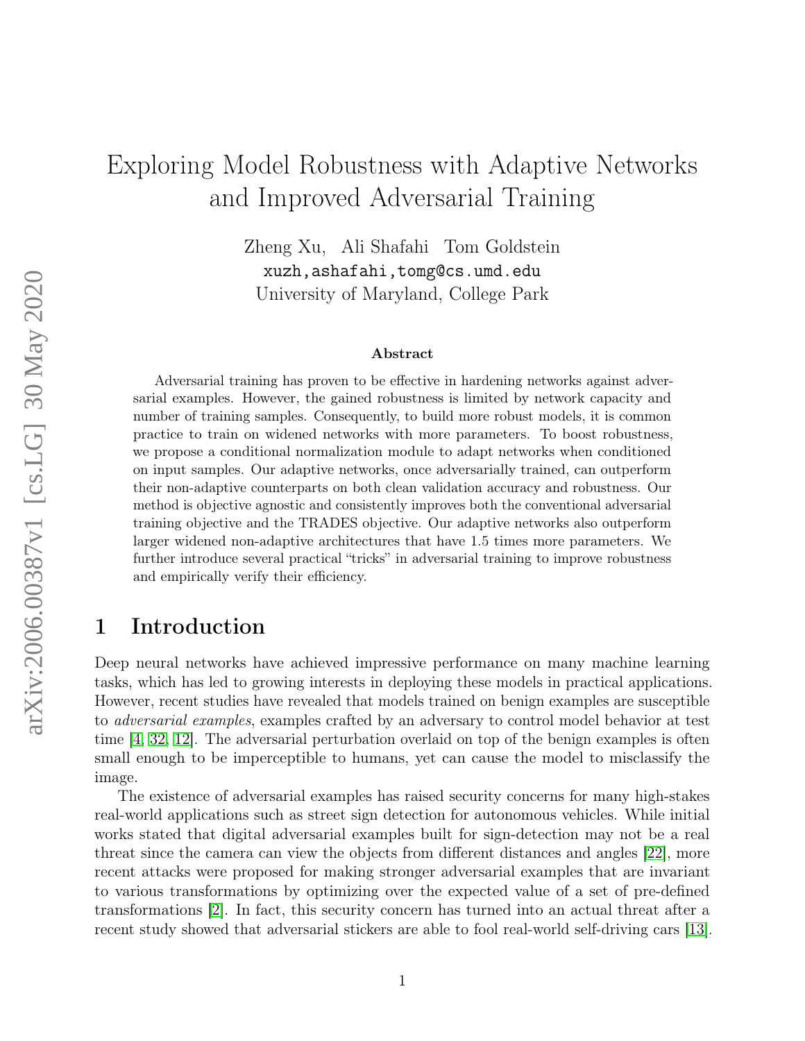# Exploring Model Robustness with Adaptive Networks and Improved Adversarial Training

Zheng Xu, Ali Shafahi Tom Goldstein
xuzh,ashafahi,tomg@cs.umd.edu
University of Maryland, College Park

## Abstract

Adversarial training has proven to be effective in hardening networks against adversarial examples. However, the gained robustness is limited by network capacity and number of training samples. Consequently, to build more robust models, it is common practice to train on widened networks with more parameters. To boost robustness, we propose a conditional normalization module to adapt networks when conditioned on input samples. Our adaptive networks, once adversarially trained, can outperform their non-adaptive counterparts on both clean validation accuracy and robustness. Our method is objective agnostic and consistently improves both the conventional adversarial training objective and the TRADES objective. Our adaptive networks also outperform larger widened non-adaptive architectures that have 1.5 times more parameters. We further introduce several practical "tricks" in adversarial training to improve robustness and empirically verify their efficiency.

## 1 Introduction

Deep neural networks have achieved impressive performance on many machine learning tasks, which has led to growing interests in deploying these models in practical applications. However, recent studies have revealed that models trained on benign examples are susceptible to *adversarial examples*, examples crafted by an adversary to control model behavior at test time [4, 32, 12]. The adversarial perturbation overlaid on top of the benign examples is often small enough to be imperceptible to humans, yet can cause the model to misclassify the image.

The existence of adversarial examples has raised security concerns for many high-stakes real-world applications such as street sign detection for autonomous vehicles. While initial works stated that digital adversarial examples built for sign-detection may not be a real threat since the camera can view the objects from different distances and angles [22], more recent attacks were proposed for making stronger adversarial examples that are invariant to various transformations by optimizing over the expected value of a set of pre-defined transformations [2]. In fact, this security concern has turned into an actual threat after a recent study showed that adversarial stickers are able to fool real-world self-driving cars [13].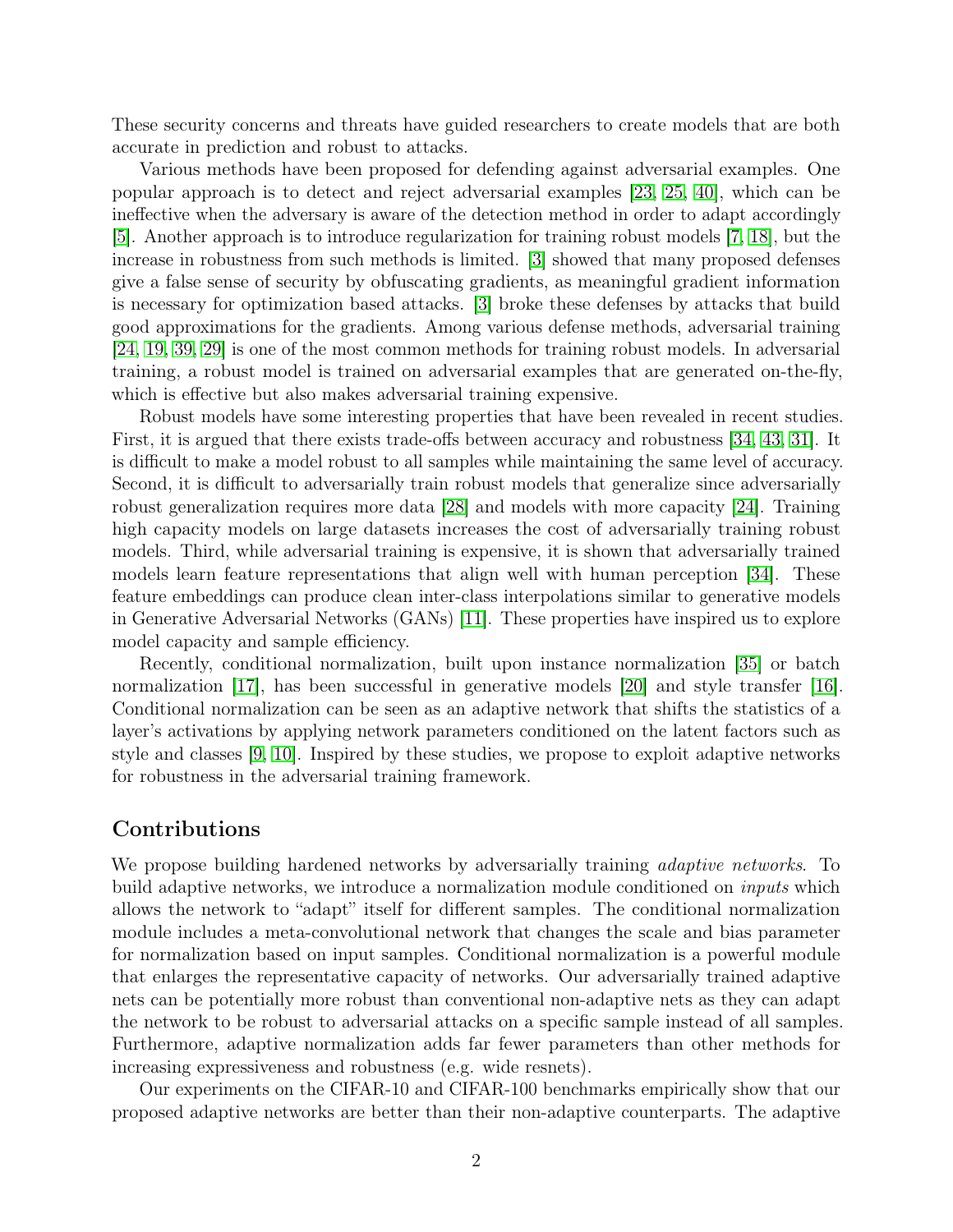These security concerns and threats have guided researchers to create models that are both accurate in prediction and robust to attacks.

Various methods have been proposed for defending against adversarial examples. One popular approach is to detect and reject adversarial examples [23, 25, 40], which can be ineffective when the adversary is aware of the detection method in order to adapt accordingly [5]. Another approach is to introduce regularization for training robust models [7, 18], but the increase in robustness from such methods is limited. [3] showed that many proposed defenses give a false sense of security by obfuscating gradients, as meaningful gradient information is necessary for optimization based attacks. [3] broke these defenses by attacks that build good approximations for the gradients. Among various defense methods, adversarial training [24, 19, 39, 29] is one of the most common methods for training robust models. In adversarial training, a robust model is trained on adversarial examples that are generated on-the-fly, which is effective but also makes adversarial training expensive.

Robust models have some interesting properties that have been revealed in recent studies. First, it is argued that there exists trade-offs between accuracy and robustness [34, 43, 31]. It is difficult to make a model robust to all samples while maintaining the same level of accuracy. Second, it is difficult to adversarially train robust models that generalize since adversarially robust generalization requires more data [28] and models with more capacity [24]. Training high capacity models on large datasets increases the cost of adversarially training robust models. Third, while adversarial training is expensive, it is shown that adversarially trained models learn feature representations that align well with human perception [34]. These feature embeddings can produce clean inter-class interpolations similar to generative models in Generative Adversarial Networks (GANs) [11]. These properties have inspired us to explore model capacity and sample efficiency.

Recently, conditional normalization, built upon instance normalization [35] or batch normalization [17], has been successful in generative models [20] and style transfer [16]. Conditional normalization can be seen as an adaptive network that shifts the statistics of a layer's activations by applying network parameters conditioned on the latent factors such as style and classes [9, 10]. Inspired by these studies, we propose to exploit adaptive networks for robustness in the adversarial training framework.

## Contributions

We propose building hardened networks by adversarially training *adaptive networks*. To build adaptive networks, we introduce a normalization module conditioned on *inputs* which allows the network to "adapt" itself for different samples. The conditional normalization module includes a meta-convolutional network that changes the scale and bias parameter for normalization based on input samples. Conditional normalization is a powerful module that enlarges the representative capacity of networks. Our adversarially trained adaptive nets can be potentially more robust than conventional non-adaptive nets as they can adapt the network to be robust to adversarial attacks on a specific sample instead of all samples. Furthermore, adaptive normalization adds far fewer parameters than other methods for increasing expressiveness and robustness (e.g. wide resnets).

Our experiments on the CIFAR-10 and CIFAR-100 benchmarks empirically show that our proposed adaptive networks are better than their non-adaptive counterparts. The adaptive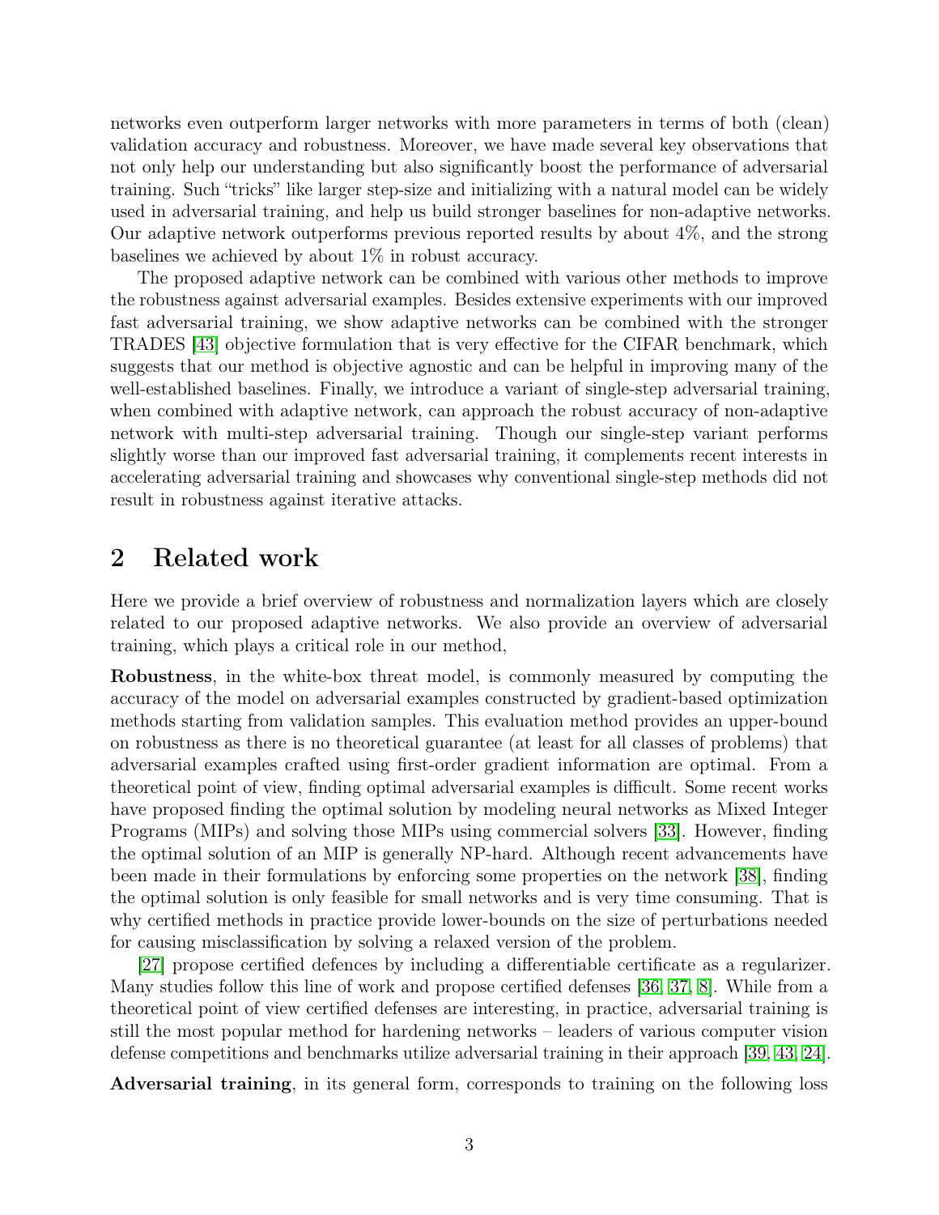networks even outperform larger networks with more parameters in terms of both (clean) validation accuracy and robustness. Moreover, we have made several key observations that not only help our understanding but also significantly boost the performance of adversarial training. Such "tricks" like larger step-size and initializing with a natural model can be widely used in adversarial training, and help us build stronger baselines for non-adaptive networks. Our adaptive network outperforms previous reported results by about 4%, and the strong baselines we achieved by about 1% in robust accuracy.

The proposed adaptive network can be combined with various other methods to improve the robustness against adversarial examples. Besides extensive experiments with our improved fast adversarial training, we show adaptive networks can be combined with the stronger TRADES [43] objective formulation that is very effective for the CIFAR benchmark, which suggests that our method is objective agnostic and can be helpful in improving many of the well-established baselines. Finally, we introduce a variant of single-step adversarial training, when combined with adaptive network, can approach the robust accuracy of non-adaptive network with multi-step adversarial training. Though our single-step variant performs slightly worse than our improved fast adversarial training, it complements recent interests in accelerating adversarial training and showcases why conventional single-step methods did not result in robustness against iterative attacks.

## 2 Related work

Here we provide a brief overview of robustness and normalization layers which are closely related to our proposed adaptive networks. We also provide an overview of adversarial training, which plays a critical role in our method,

**Robustness**, in the white-box threat model, is commonly measured by computing the accuracy of the model on adversarial examples constructed by gradient-based optimization methods starting from validation samples. This evaluation method provides an upper-bound on robustness as there is no theoretical guarantee (at least for all classes of problems) that adversarial examples crafted using first-order gradient information are optimal. From a theoretical point of view, finding optimal adversarial examples is difficult. Some recent works have proposed finding the optimal solution by modeling neural networks as Mixed Integer Programs (MIPs) and solving those MIPs using commercial solvers [33]. However, finding the optimal solution of an MIP is generally NP-hard. Although recent advancements have been made in their formulations by enforcing some properties on the network [38], finding the optimal solution is only feasible for small networks and is very time consuming. That is why certified methods in practice provide lower-bounds on the size of perturbations needed for causing misclassification by solving a relaxed version of the problem.

[27] propose certified defences by including a differentiable certificate as a regularizer. Many studies follow this line of work and propose certified defenses [36, 37, 8]. While from a theoretical point of view certified defenses are interesting, in practice, adversarial training is still the most popular method for hardening networks – leaders of various computer vision defense competitions and benchmarks utilize adversarial training in their approach [39, 43, 24].

**Adversarial training**, in its general form, corresponds to training on the following loss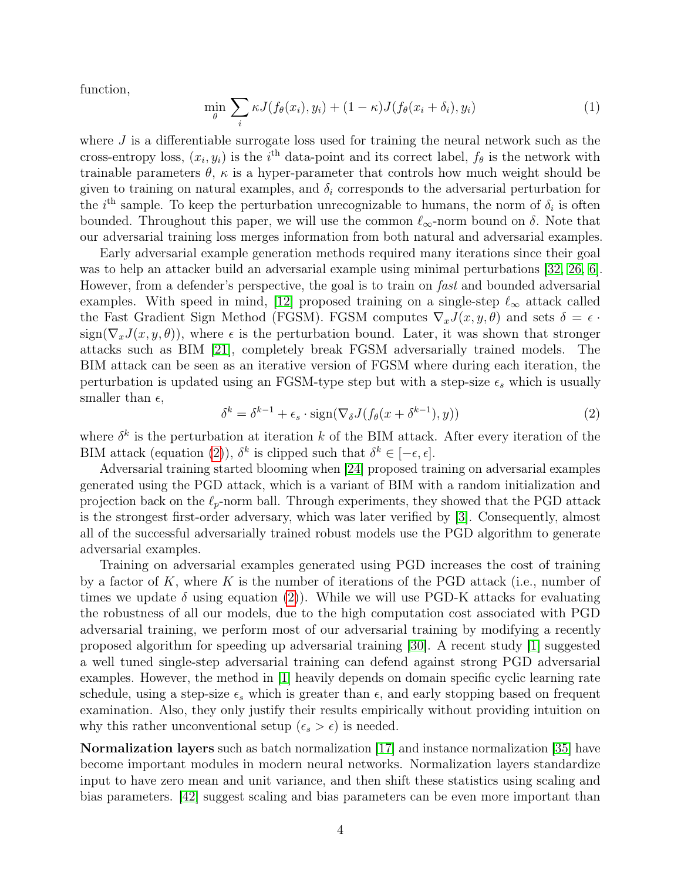function,

$$\min_{\theta} \sum_{i} \kappa J(f_\theta(x_i), y_i) + (1-\kappa) J(f_\theta(x_i + \delta_i), y_i) \tag{1}$$

where $J$ is a differentiable surrogate loss used for training the neural network such as the cross-entropy loss, $(x_i, y_i)$ is the $i^{\text{th}}$ data-point and its correct label, $f_\theta$ is the network with trainable parameters $\theta$, $\kappa$ is a hyper-parameter that controls how much weight should be given to training on natural examples, and $\delta_i$ corresponds to the adversarial perturbation for the $i^{\text{th}}$ sample. To keep the perturbation unrecognizable to humans, the norm of $\delta_i$ is often bounded. Throughout this paper, we will use the common $\ell_\infty$-norm bound on $\delta$. Note that our adversarial training loss merges information from both natural and adversarial examples.

Early adversarial example generation methods required many iterations since their goal was to help an attacker build an adversarial example using minimal perturbations [32, 26, 6]. However, from a defender's perspective, the goal is to train on *fast* and bounded adversarial examples. With speed in mind, [12] proposed training on a single-step $\ell_\infty$ attack called the Fast Gradient Sign Method (FGSM). FGSM computes $\nabla_x J(x, y, \theta)$ and sets $\delta = \epsilon \cdot \text{sign}(\nabla_x J(x, y, \theta))$, where $\epsilon$ is the perturbation bound. Later, it was shown that stronger attacks such as BIM [21], completely break FGSM adversarially trained models. The BIM attack can be seen as an iterative version of FGSM where during each iteration, the perturbation is updated using an FGSM-type step but with a step-size $\epsilon_s$ which is usually smaller than $\epsilon$,

$$\delta^k = \delta^{k-1} + \epsilon_s \cdot \text{sign}(\nabla_\delta J(f_\theta(x + \delta^{k-1}), y)) \tag{2}$$

where $\delta^k$ is the perturbation at iteration $k$ of the BIM attack. After every iteration of the BIM attack (equation (2)), $\delta^k$ is clipped such that $\delta^k \in [-\epsilon, \epsilon]$.

Adversarial training started blooming when [24] proposed training on adversarial examples generated using the PGD attack, which is a variant of BIM with a random initialization and projection back on the $\ell_p$-norm ball. Through experiments, they showed that the PGD attack is the strongest first-order adversary, which was later verified by [3]. Consequently, almost all of the successful adversarially trained robust models use the PGD algorithm to generate adversarial examples.

Training on adversarial examples generated using PGD increases the cost of training by a factor of $K$, where $K$ is the number of iterations of the PGD attack (i.e., number of times we update $\delta$ using equation (2)). While we will use PGD-K attacks for evaluating the robustness of all our models, due to the high computation cost associated with PGD adversarial training, we perform most of our adversarial training by modifying a recently proposed algorithm for speeding up adversarial training [30]. A recent study [1] suggested a well tuned single-step adversarial training can defend against strong PGD adversarial examples. However, the method in [1] heavily depends on domain specific cyclic learning rate schedule, using a step-size $\epsilon_s$ which is greater than $\epsilon$, and early stopping based on frequent examination. Also, they only justify their results empirically without providing intuition on why this rather unconventional setup ($\epsilon_s > \epsilon$) is needed.

**Normalization layers** such as batch normalization [17] and instance normalization [35] have become important modules in modern neural networks. Normalization layers standardize input to have zero mean and unit variance, and then shift these statistics using scaling and bias parameters. [42] suggest scaling and bias parameters can be even more important than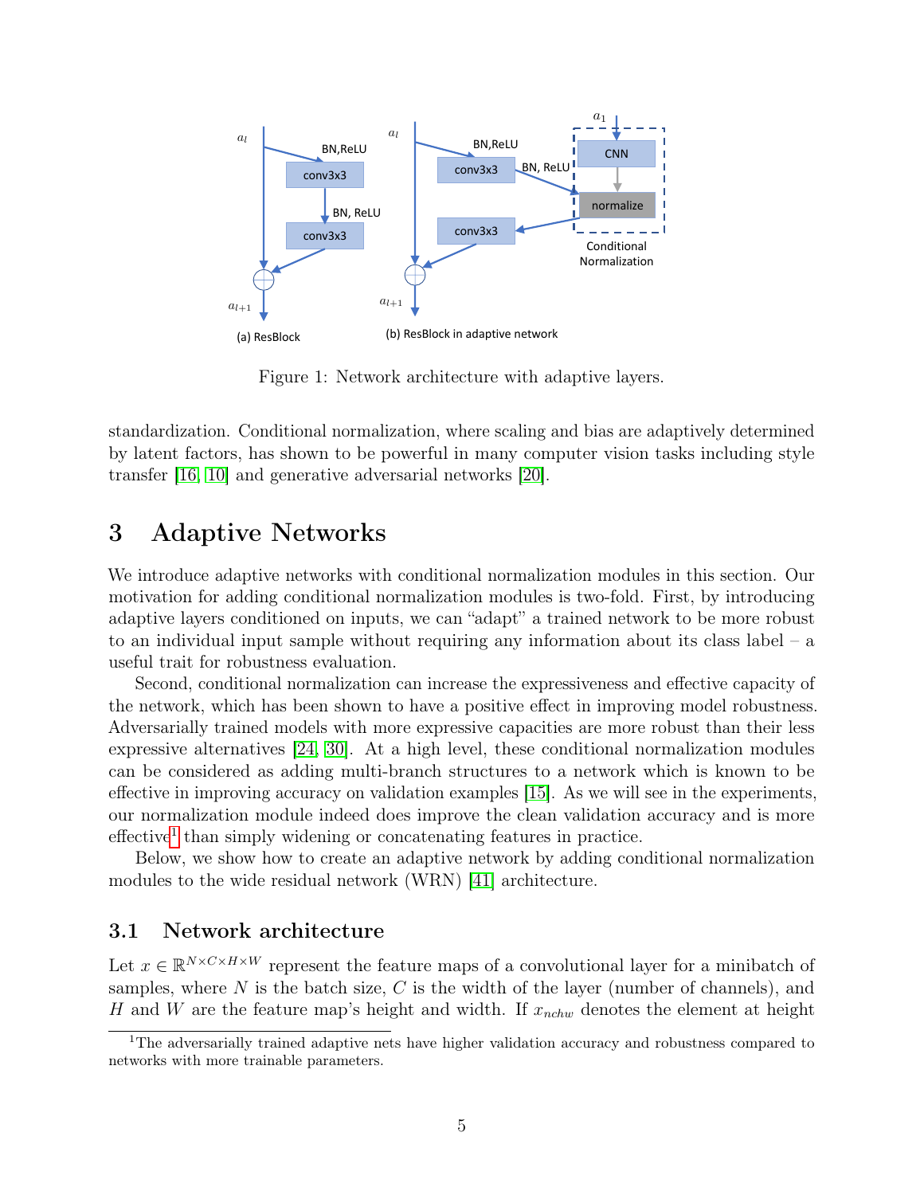Figure 1: Network architecture with adaptive layers.

standardization. Conditional normalization, where scaling and bias are adaptively determined by latent factors, has shown to be powerful in many computer vision tasks including style transfer [16, 10] and generative adversarial networks [20].

# 3 Adaptive Networks

We introduce adaptive networks with conditional normalization modules in this section. Our motivation for adding conditional normalization modules is two-fold. First, by introducing adaptive layers conditioned on inputs, we can "adapt" a trained network to be more robust to an individual input sample without requiring any information about its class label – a useful trait for robustness evaluation.

Second, conditional normalization can increase the expressiveness and effective capacity of the network, which has been shown to have a positive effect in improving model robustness. Adversarially trained models with more expressive capacities are more robust than their less expressive alternatives [24, 30]. At a high level, these conditional normalization modules can be considered as adding multi-branch structures to a network which is known to be effective in improving accuracy on validation examples [15]. As we will see in the experiments, our normalization module indeed does improve the clean validation accuracy and is more effective[1] than simply widening or concatenating features in practice.

Below, we show how to create an adaptive network by adding conditional normalization modules to the wide residual network (WRN) [41] architecture.

## 3.1 Network architecture

Let $x \in \mathbb{R}^{N \times C \times H \times W}$ represent the feature maps of a convolutional layer for a minibatch of samples, where $N$ is the batch size, $C$ is the width of the layer (number of channels), and $H$ and $W$ are the feature map's height and width. If $x_{nchw}$ denotes the element at height

[1] The adversarially trained adaptive nets have higher validation accuracy and robustness compared to networks with more trainable parameters.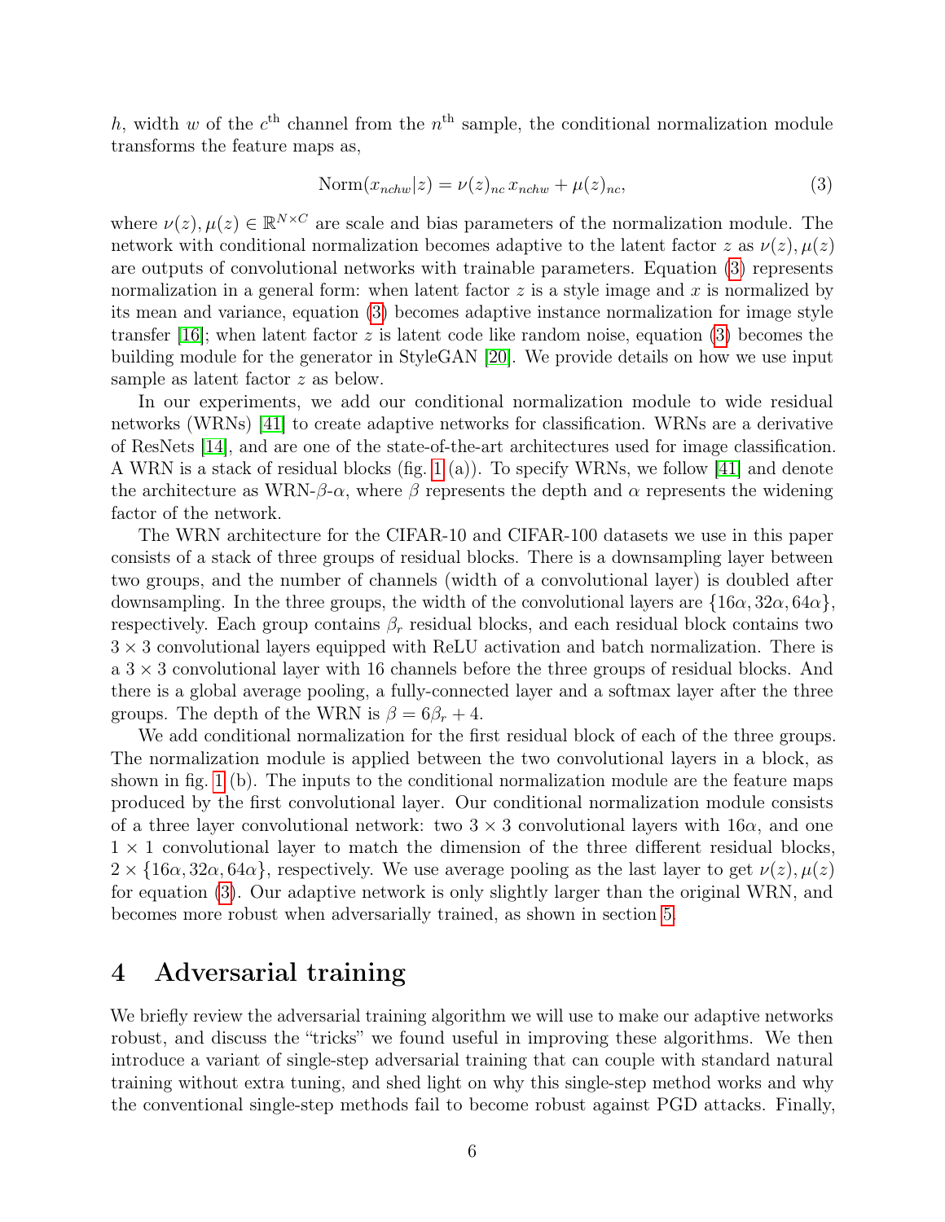$h$, width $w$ of the $c^{\text{th}}$ channel from the $n^{\text{th}}$ sample, the conditional normalization module transforms the feature maps as,

$$\text{Norm}(x_{nchw}|z) = \nu(z)_{nc}\, x_{nchw} + \mu(z)_{nc}, \tag{3}$$

where $\nu(z), \mu(z) \in \mathbb{R}^{N \times C}$ are scale and bias parameters of the normalization module. The network with conditional normalization becomes adaptive to the latent factor $z$ as $\nu(z), \mu(z)$ are outputs of convolutional networks with trainable parameters. Equation (3) represents normalization in a general form: when latent factor $z$ is a style image and $x$ is normalized by its mean and variance, equation (3) becomes adaptive instance normalization for image style transfer [16]; when latent factor $z$ is latent code like random noise, equation (3) becomes the building module for the generator in StyleGAN [20]. We provide details on how we use input sample as latent factor $z$ as below.

In our experiments, we add our conditional normalization module to wide residual networks (WRNs) [41] to create adaptive networks for classification. WRNs are a derivative of ResNets [14], and are one of the state-of-the-art architectures used for image classification. A WRN is a stack of residual blocks (fig. 1 (a)). To specify WRNs, we follow [41] and denote the architecture as WRN-$\beta$-$\alpha$, where $\beta$ represents the depth and $\alpha$ represents the widening factor of the network.

The WRN architecture for the CIFAR-10 and CIFAR-100 datasets we use in this paper consists of a stack of three groups of residual blocks. There is a downsampling layer between two groups, and the number of channels (width of a convolutional layer) is doubled after downsampling. In the three groups, the width of the convolutional layers are $\{16\alpha, 32\alpha, 64\alpha\}$, respectively. Each group contains $\beta_r$ residual blocks, and each residual block contains two $3 \times 3$ convolutional layers equipped with ReLU activation and batch normalization. There is a $3 \times 3$ convolutional layer with 16 channels before the three groups of residual blocks. And there is a global average pooling, a fully-connected layer and a softmax layer after the three groups. The depth of the WRN is $\beta = 6\beta_r + 4$.

We add conditional normalization for the first residual block of each of the three groups. The normalization module is applied between the two convolutional layers in a block, as shown in fig. 1 (b). The inputs to the conditional normalization module are the feature maps produced by the first convolutional layer. Our conditional normalization module consists of a three layer convolutional network: two $3 \times 3$ convolutional layers with $16\alpha$, and one $1 \times 1$ convolutional layer to match the dimension of the three different residual blocks, $2 \times \{16\alpha, 32\alpha, 64\alpha\}$, respectively. We use average pooling as the last layer to get $\nu(z), \mu(z)$ for equation (3). Our adaptive network is only slightly larger than the original WRN, and becomes more robust when adversarially trained, as shown in section 5.

# 4 Adversarial training

We briefly review the adversarial training algorithm we will use to make our adaptive networks robust, and discuss the "tricks" we found useful in improving these algorithms. We then introduce a variant of single-step adversarial training that can couple with standard natural training without extra tuning, and shed light on why this single-step method works and why the conventional single-step methods fail to become robust against PGD attacks. Finally,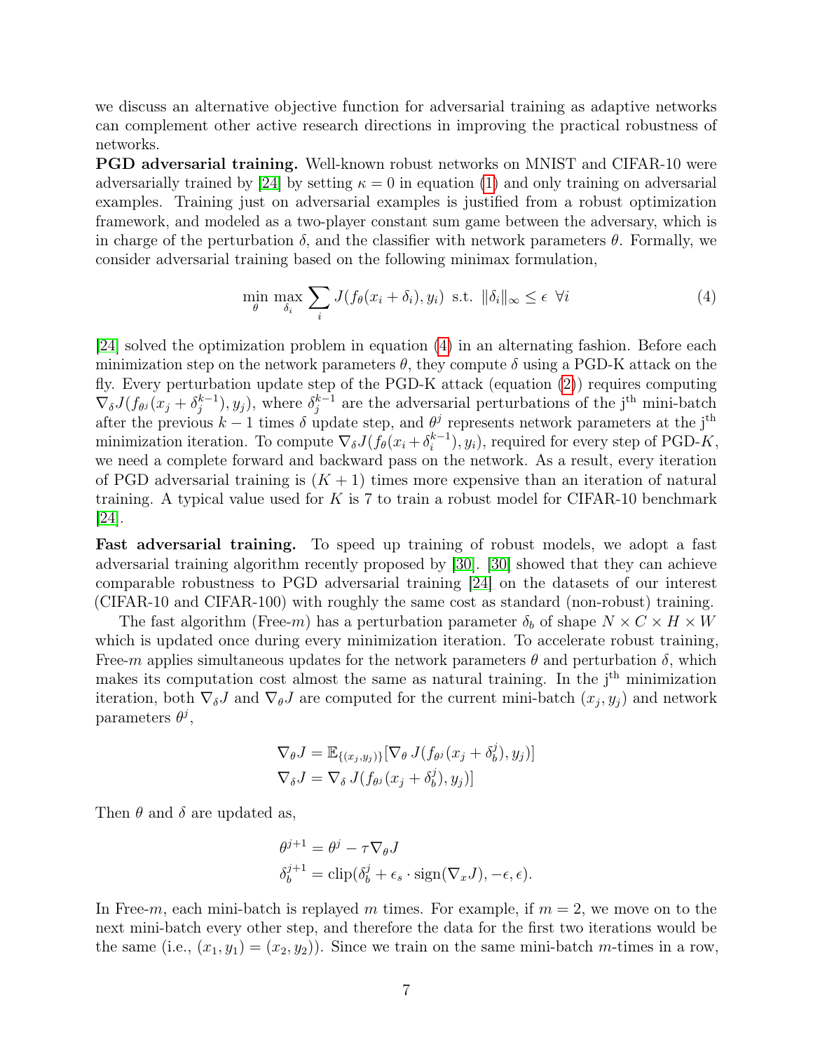we discuss an alternative objective function for adversarial training as adaptive networks can complement other active research directions in improving the practical robustness of networks.

**PGD adversarial training.** Well-known robust networks on MNIST and CIFAR-10 were adversarially trained by [24] by setting $\kappa = 0$ in equation (1) and only training on adversarial examples. Training just on adversarial examples is justified from a robust optimization framework, and modeled as a two-player constant sum game between the adversary, which is in charge of the perturbation $\delta$, and the classifier with network parameters $\theta$. Formally, we consider adversarial training based on the following minimax formulation,

$$\min_{\theta} \max_{\delta_i} \sum_i J(f_\theta(x_i + \delta_i), y_i) \text{ s.t. } \|\delta_i\|_\infty \leq \epsilon \;\; \forall i \tag{4}$$

[24] solved the optimization problem in equation (4) in an alternating fashion. Before each minimization step on the network parameters $\theta$, they compute $\delta$ using a PGD-K attack on the fly. Every perturbation update step of the PGD-K attack (equation (2)) requires computing $\nabla_\delta J(f_{\theta^j}(x_j + \delta_j^{k-1}), y_j)$, where $\delta_j^{k-1}$ are the adversarial perturbations of the j$^{\text{th}}$ mini-batch after the previous $k-1$ times $\delta$ update step, and $\theta^j$ represents network parameters at the j$^{\text{th}}$ minimization iteration. To compute $\nabla_\delta J(f_\theta(x_i + \delta_i^{k-1}), y_i)$, required for every step of PGD-$K$, we need a complete forward and backward pass on the network. As a result, every iteration of PGD adversarial training is $(K+1)$ times more expensive than an iteration of natural training. A typical value used for $K$ is 7 to train a robust model for CIFAR-10 benchmark [24].

**Fast adversarial training.** To speed up training of robust models, we adopt a fast adversarial training algorithm recently proposed by [30]. [30] showed that they can achieve comparable robustness to PGD adversarial training [24] on the datasets of our interest (CIFAR-10 and CIFAR-100) with roughly the same cost as standard (non-robust) training.

The fast algorithm (Free-$m$) has a perturbation parameter $\delta_b$ of shape $N \times C \times H \times W$ which is updated once during every minimization iteration. To accelerate robust training, Free-$m$ applies simultaneous updates for the network parameters $\theta$ and perturbation $\delta$, which makes its computation cost almost the same as natural training. In the j$^{\text{th}}$ minimization iteration, both $\nabla_\delta J$ and $\nabla_\theta J$ are computed for the current mini-batch $(x_j, y_j)$ and network parameters $\theta^j$,

$$\nabla_\theta J = \mathbb{E}_{\{(x_j,y_j)\}}[\nabla_\theta \, J(f_{\theta^j}(x_j + \delta_b^j), y_j)]$$
$$\nabla_\delta J = \nabla_\delta \, J(f_{\theta^j}(x_j + \delta_b^j), y_j)]$$

Then $\theta$ and $\delta$ are updated as,

$$\theta^{j+1} = \theta^j - \tau \nabla_\theta J$$
$$\delta_b^{j+1} = \text{clip}(\delta_b^j + \epsilon_s \cdot \text{sign}(\nabla_x J), -\epsilon, \epsilon).$$

In Free-$m$, each mini-batch is replayed $m$ times. For example, if $m = 2$, we move on to the next mini-batch every other step, and therefore the data for the first two iterations would be the same (i.e., $(x_1, y_1) = (x_2, y_2)$). Since we train on the same mini-batch $m$-times in a row,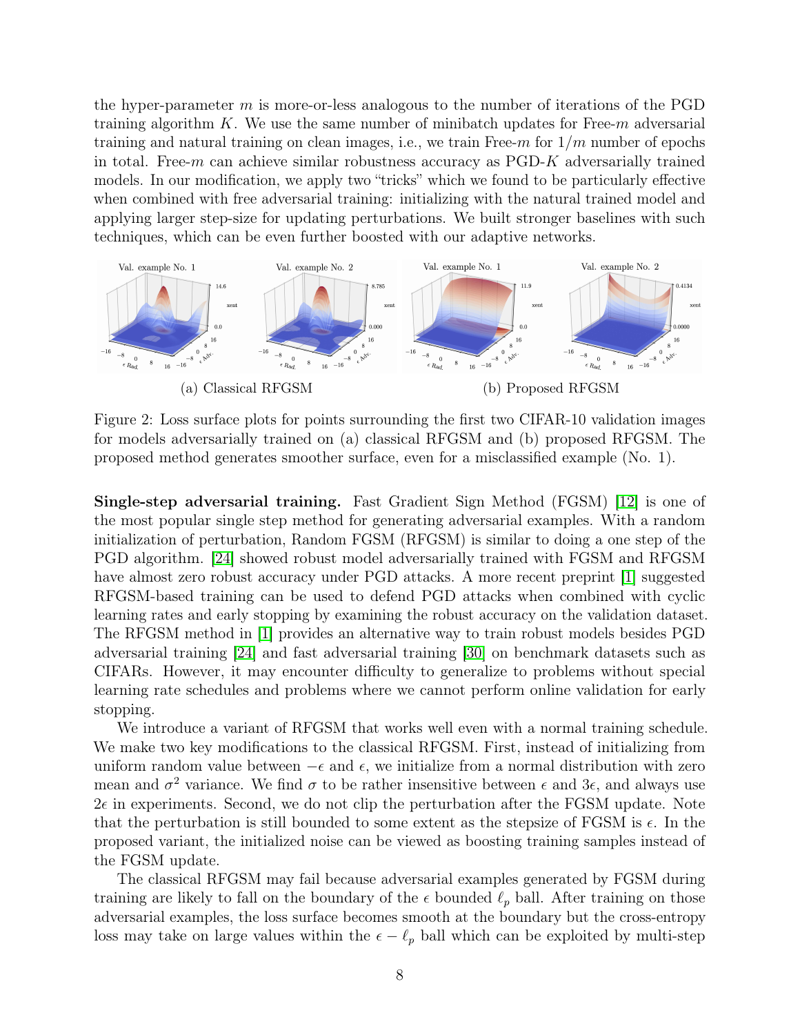the hyper-parameter $m$ is more-or-less analogous to the number of iterations of the PGD training algorithm $K$. We use the same number of minibatch updates for Free-$m$ adversarial training and natural training on clean images, i.e., we train Free-$m$ for $1/m$ number of epochs in total. Free-$m$ can achieve similar robustness accuracy as PGD-$K$ adversarially trained models. In our modification, we apply two "tricks" which we found to be particularly effective when combined with free adversarial training: initializing with the natural trained model and applying larger step-size for updating perturbations. We built stronger baselines with such techniques, which can be even further boosted with our adaptive networks.

(a) Classical RFGSM

(b) Proposed RFGSM

Figure 2: Loss surface plots for points surrounding the first two CIFAR-10 validation images for models adversarially trained on (a) classical RFGSM and (b) proposed RFGSM. The proposed method generates smoother surface, even for a misclassified example (No. 1).

**Single-step adversarial training.** Fast Gradient Sign Method (FGSM) [12] is one of the most popular single step method for generating adversarial examples. With a random initialization of perturbation, Random FGSM (RFGSM) is similar to doing a one step of the PGD algorithm. [24] showed robust model adversarially trained with FGSM and RFGSM have almost zero robust accuracy under PGD attacks. A more recent preprint [1] suggested RFGSM-based training can be used to defend PGD attacks when combined with cyclic learning rates and early stopping by examining the robust accuracy on the validation dataset. The RFGSM method in [1] provides an alternative way to train robust models besides PGD adversarial training [24] and fast adversarial training [30] on benchmark datasets such as CIFARs. However, it may encounter difficulty to generalize to problems without special learning rate schedules and problems where we cannot perform online validation for early stopping.

We introduce a variant of RFGSM that works well even with a normal training schedule. We make two key modifications to the classical RFGSM. First, instead of initializing from uniform random value between $-\epsilon$ and $\epsilon$, we initialize from a normal distribution with zero mean and $\sigma^2$ variance. We find $\sigma$ to be rather insensitive between $\epsilon$ and $3\epsilon$, and always use $2\epsilon$ in experiments. Second, we do not clip the perturbation after the FGSM update. Note that the perturbation is still bounded to some extent as the stepsize of FGSM is $\epsilon$. In the proposed variant, the initialized noise can be viewed as boosting training samples instead of the FGSM update.

The classical RFGSM may fail because adversarial examples generated by FGSM during training are likely to fall on the boundary of the $\epsilon$ bounded $\ell_p$ ball. After training on those adversarial examples, the loss surface becomes smooth at the boundary but the cross-entropy loss may take on large values within the $\epsilon - \ell_p$ ball which can be exploited by multi-step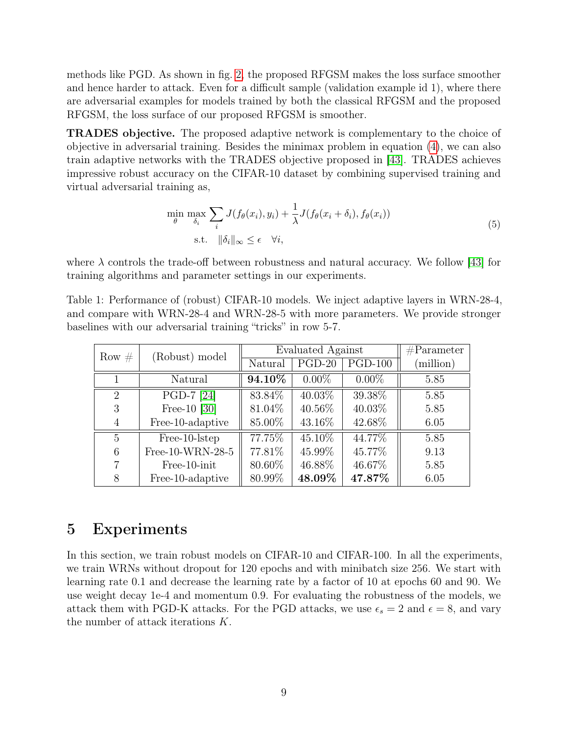methods like PGD. As shown in fig. 2, the proposed RFGSM makes the loss surface smoother and hence harder to attack. Even for a difficult sample (validation example id 1), where there are adversarial examples for models trained by both the classical RFGSM and the proposed RFGSM, the loss surface of our proposed RFGSM is smoother.

**TRADES objective.** The proposed adaptive network is complementary to the choice of objective in adversarial training. Besides the minimax problem in equation (4), we can also train adaptive networks with the TRADES objective proposed in [43]. TRADES achieves impressive robust accuracy on the CIFAR-10 dataset by combining supervised training and virtual adversarial training as,

$$
\begin{aligned}
\min_{\theta} \max_{\delta_i} & \sum_i J(f_\theta(x_i), y_i) + \frac{1}{\lambda} J(f_\theta(x_i + \delta_i), f_\theta(x_i)) \\
\text{s.t.} \quad & \|\delta_i\|_\infty \le \epsilon \quad \forall i,
\end{aligned}
\tag{5}
$$

where $\lambda$ controls the trade-off between robustness and natural accuracy. We follow [43] for training algorithms and parameter settings in our experiments.

Table 1: Performance of (robust) CIFAR-10 models. We inject adaptive layers in WRN-28-4, and compare with WRN-28-4 and WRN-28-5 with more parameters. We provide stronger baselines with our adversarial training "tricks" in row 5-7.

| Row # | (Robust) model | Evaluated Against | | | #Parameter |
|---|---|---|---|---|---|
| | | Natural | PGD-20 | PGD-100 | (million) |
| 1 | Natural | **94.10%** | 0.00% | 0.00% | 5.85 |
| 2 | PGD-7 [24] | 83.84% | 40.03% | 39.38% | 5.85 |
| 3 | Free-10 [30] | 81.04% | 40.56% | 40.03% | 5.85 |
| 4 | Free-10-adaptive | 85.00% | 43.16% | 42.68% | 6.05 |
| 5 | Free-10-lstep | 77.75% | 45.10% | 44.77% | 5.85 |
| 6 | Free-10-WRN-28-5 | 77.81% | 45.99% | 45.77% | 9.13 |
| 7 | Free-10-init | 80.60% | 46.88% | 46.67% | 5.85 |
| 8 | Free-10-adaptive | 80.99% | **48.09%** | **47.87%** | 6.05 |

# 5 Experiments

In this section, we train robust models on CIFAR-10 and CIFAR-100. In all the experiments, we train WRNs without dropout for 120 epochs and with minibatch size 256. We start with learning rate 0.1 and decrease the learning rate by a factor of 10 at epochs 60 and 90. We use weight decay 1e-4 and momentum 0.9. For evaluating the robustness of the models, we attack them with PGD-K attacks. For the PGD attacks, we use $\epsilon_s = 2$ and $\epsilon = 8$, and vary the number of attack iterations $K$.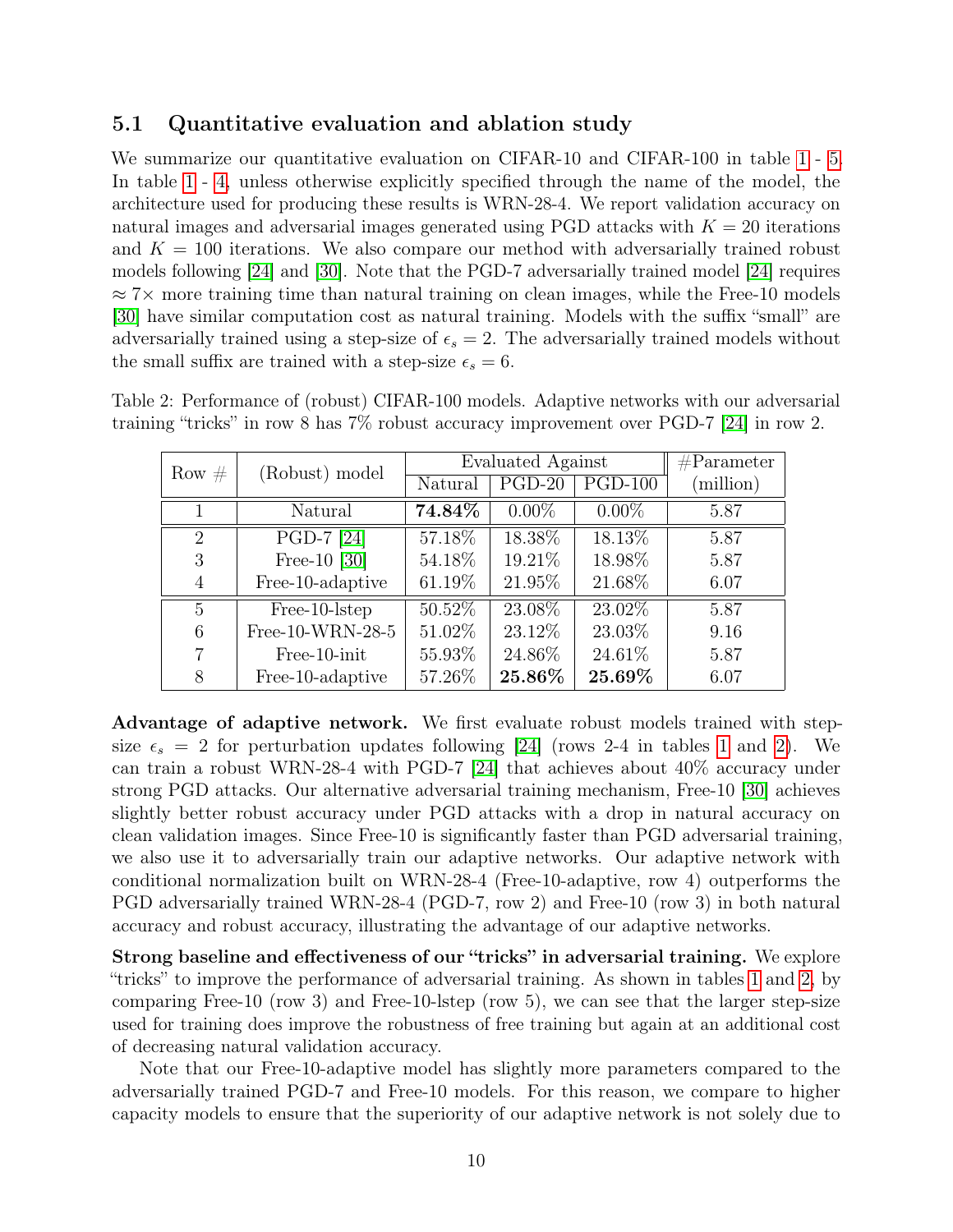### 5.1 Quantitative evaluation and ablation study

We summarize our quantitative evaluation on CIFAR-10 and CIFAR-100 in table 1 - 5. In table 1 - 4, unless otherwise explicitly specified through the name of the model, the architecture used for producing these results is WRN-28-4. We report validation accuracy on natural images and adversarial images generated using PGD attacks with $K = 20$ iterations and $K = 100$ iterations. We also compare our method with adversarially trained robust models following [24] and [30]. Note that the PGD-7 adversarially trained model [24] requires $\approx 7\times$ more training time than natural training on clean images, while the Free-10 models [30] have similar computation cost as natural training. Models with the suffix "small" are adversarially trained using a step-size of $\epsilon_s = 2$. The adversarially trained models without the small suffix are trained with a step-size $\epsilon_s = 6$.

Table 2: Performance of (robust) CIFAR-100 models. Adaptive networks with our adversarial training "tricks" in row 8 has 7% robust accuracy improvement over PGD-7 [24] in row 2.

| Row # | (Robust) model | Evaluated Against | | | #Parameter |
|---|---|---|---|---|---|
| | | Natural | PGD-20 | PGD-100 | (million) |
| 1 | Natural | **74.84%** | 0.00% | 0.00% | 5.87 |
| 2 | PGD-7 [24] | 57.18% | 18.38% | 18.13% | 5.87 |
| 3 | Free-10 [30] | 54.18% | 19.21% | 18.98% | 5.87 |
| 4 | Free-10-adaptive | 61.19% | 21.95% | 21.68% | 6.07 |
| 5 | Free-10-lstep | 50.52% | 23.08% | 23.02% | 5.87 |
| 6 | Free-10-WRN-28-5 | 51.02% | 23.12% | 23.03% | 9.16 |
| 7 | Free-10-init | 55.93% | 24.86% | 24.61% | 5.87 |
| 8 | Free-10-adaptive | 57.26% | **25.86%** | **25.69%** | 6.07 |

**Advantage of adaptive network.** We first evaluate robust models trained with step-size $\epsilon_s = 2$ for perturbation updates following [24] (rows 2-4 in tables 1 and 2). We can train a robust WRN-28-4 with PGD-7 [24] that achieves about 40% accuracy under strong PGD attacks. Our alternative adversarial training mechanism, Free-10 [30] achieves slightly better robust accuracy under PGD attacks with a drop in natural accuracy on clean validation images. Since Free-10 is significantly faster than PGD adversarial training, we also use it to adversarially train our adaptive networks. Our adaptive network with conditional normalization built on WRN-28-4 (Free-10-adaptive, row 4) outperforms the PGD adversarially trained WRN-28-4 (PGD-7, row 2) and Free-10 (row 3) in both natural accuracy and robust accuracy, illustrating the advantage of our adaptive networks.

**Strong baseline and effectiveness of our "tricks" in adversarial training.** We explore "tricks" to improve the performance of adversarial training. As shown in tables 1 and 2, by comparing Free-10 (row 3) and Free-10-lstep (row 5), we can see that the larger step-size used for training does improve the robustness of free training but again at an additional cost of decreasing natural validation accuracy.

Note that our Free-10-adaptive model has slightly more parameters compared to the adversarially trained PGD-7 and Free-10 models. For this reason, we compare to higher capacity models to ensure that the superiority of our adaptive network is not solely due to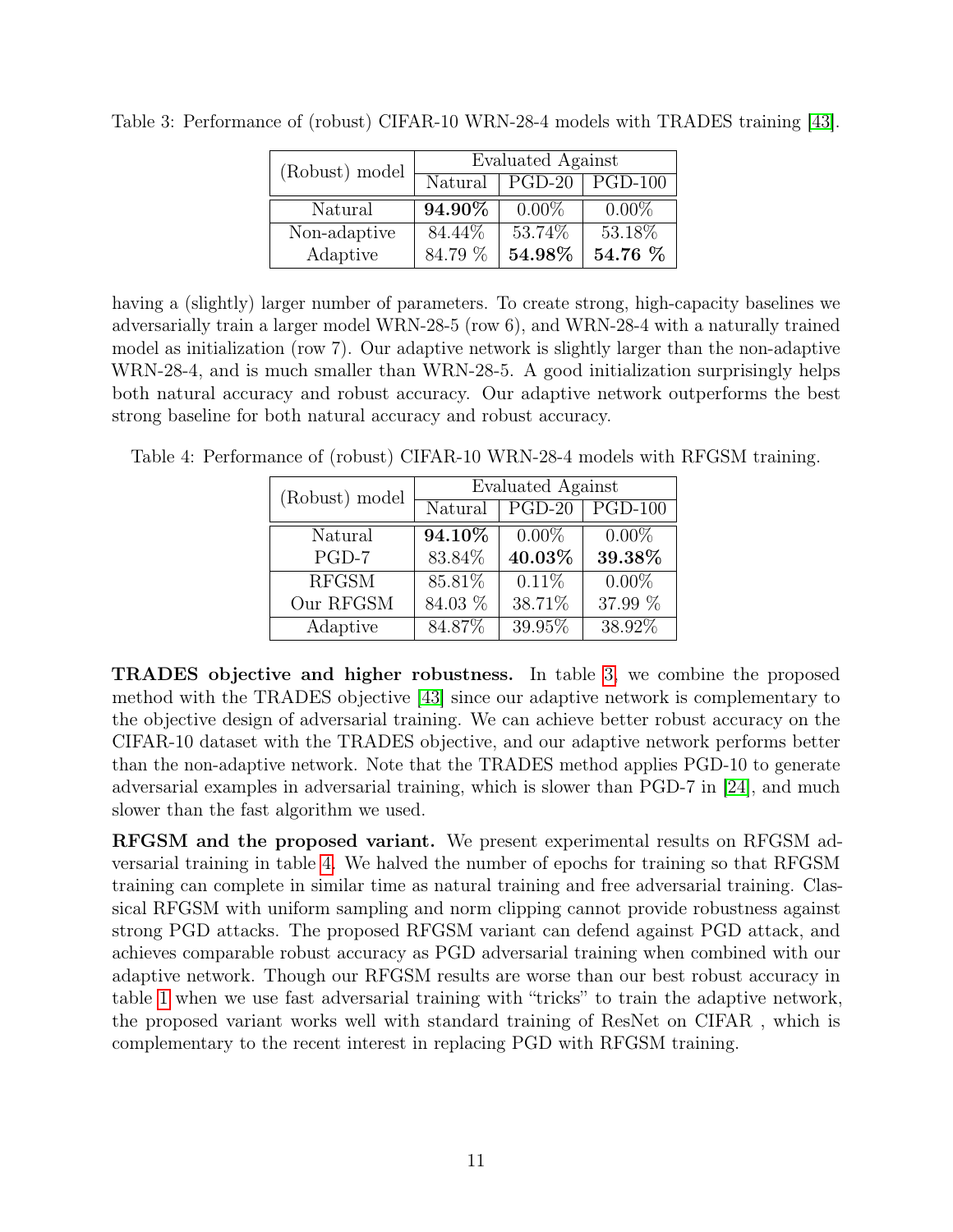Table 3: Performance of (robust) CIFAR-10 WRN-28-4 models with TRADES training [43].

| (Robust) model | Evaluated Against | | |
|---|---|---|---|
| | Natural | PGD-20 | PGD-100 |
| Natural | **94.90%** | 0.00% | 0.00% |
| Non-adaptive | 84.44% | 53.74% | 53.18% |
| Adaptive | 84.79 % | **54.98%** | **54.76 %** |

having a (slightly) larger number of parameters. To create strong, high-capacity baselines we adversarially train a larger model WRN-28-5 (row 6), and WRN-28-4 with a naturally trained model as initialization (row 7). Our adaptive network is slightly larger than the non-adaptive WRN-28-4, and is much smaller than WRN-28-5. A good initialization surprisingly helps both natural accuracy and robust accuracy. Our adaptive network outperforms the best strong baseline for both natural accuracy and robust accuracy.

Table 4: Performance of (robust) CIFAR-10 WRN-28-4 models with RFGSM training.

| (Robust) model | Evaluated Against | | |
|---|---|---|---|
| | Natural | PGD-20 | PGD-100 |
| Natural | **94.10%** | 0.00% | 0.00% |
| PGD-7 | 83.84% | **40.03%** | **39.38%** |
| RFGSM | 85.81% | 0.11% | 0.00% |
| Our RFGSM | 84.03 % | 38.71% | 37.99 % |
| Adaptive | 84.87% | 39.95% | 38.92% |

**TRADES objective and higher robustness.** In table 3, we combine the proposed method with the TRADES objective [43] since our adaptive network is complementary to the objective design of adversarial training. We can achieve better robust accuracy on the CIFAR-10 dataset with the TRADES objective, and our adaptive network performs better than the non-adaptive network. Note that the TRADES method applies PGD-10 to generate adversarial examples in adversarial training, which is slower than PGD-7 in [24], and much slower than the fast algorithm we used.

**RFGSM and the proposed variant.** We present experimental results on RFGSM adversarial training in table 4. We halved the number of epochs for training so that RFGSM training can complete in similar time as natural training and free adversarial training. Classical RFGSM with uniform sampling and norm clipping cannot provide robustness against strong PGD attacks. The proposed RFGSM variant can defend against PGD attack, and achieves comparable robust accuracy as PGD adversarial training when combined with our adaptive network. Though our RFGSM results are worse than our best robust accuracy in table 1 when we use fast adversarial training with "tricks" to train the adaptive network, the proposed variant works well with standard training of ResNet on CIFAR , which is complementary to the recent interest in replacing PGD with RFGSM training.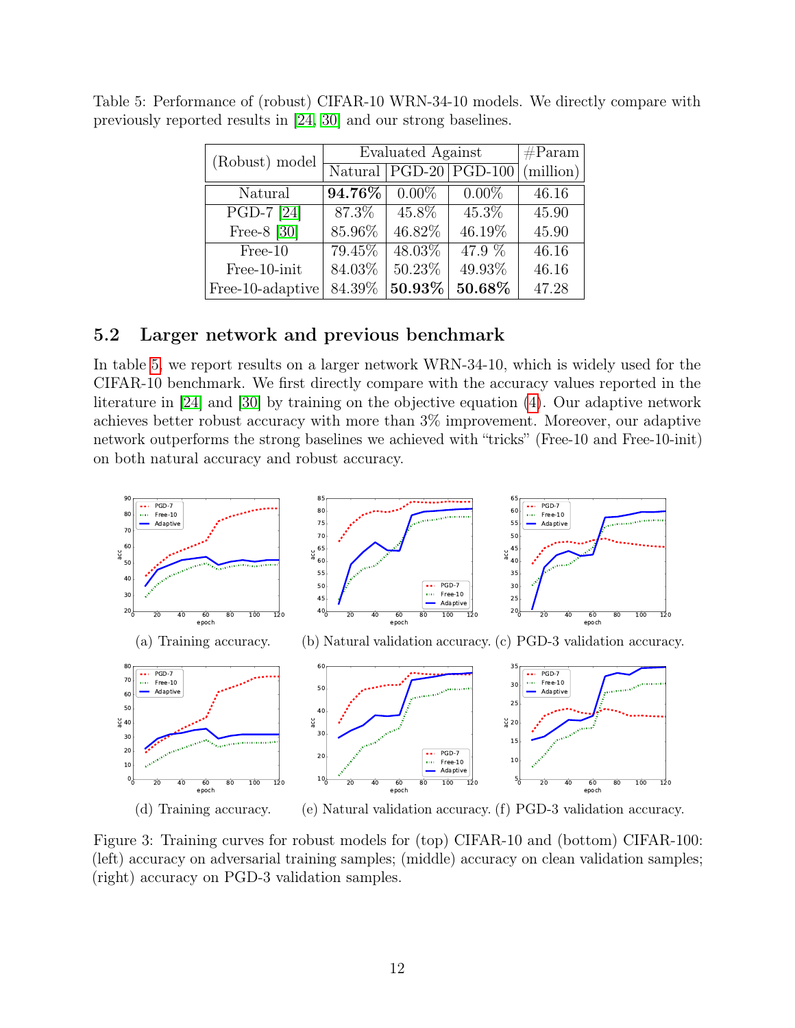Table 5: Performance of (robust) CIFAR-10 WRN-34-10 models. We directly compare with previously reported results in [24, 30] and our strong baselines.

| (Robust) model | Evaluated Against | | | #Param |
|---|---|---|---|---|
| | Natural | PGD-20 | PGD-100 | (million) |
| Natural | **94.76%** | 0.00% | 0.00% | 46.16 |
| PGD-7 [24] | 87.3% | 45.8% | 45.3% | 45.90 |
| Free-8 [30] | 85.96% | 46.82% | 46.19% | 45.90 |
| Free-10 | 79.45% | 48.03% | 47.9 % | 46.16 |
| Free-10-init | 84.03% | 50.23% | 49.93% | 46.16 |
| Free-10-adaptive | 84.39% | **50.93%** | **50.68%** | 47.28 |

## 5.2 Larger network and previous benchmark

In table 5, we report results on a larger network WRN-34-10, which is widely used for the CIFAR-10 benchmark. We first directly compare with the accuracy values reported in the literature in [24] and [30] by training on the objective equation (4). Our adaptive network achieves better robust accuracy with more than 3% improvement. Moreover, our adaptive network outperforms the strong baselines we achieved with "tricks" (Free-10 and Free-10-init) on both natural accuracy and robust accuracy.

(a) Training accuracy. (b) Natural validation accuracy. (c) PGD-3 validation accuracy.

(d) Training accuracy. (e) Natural validation accuracy. (f) PGD-3 validation accuracy.

Figure 3: Training curves for robust models for (top) CIFAR-10 and (bottom) CIFAR-100: (left) accuracy on adversarial training samples; (middle) accuracy on clean validation samples; (right) accuracy on PGD-3 validation samples.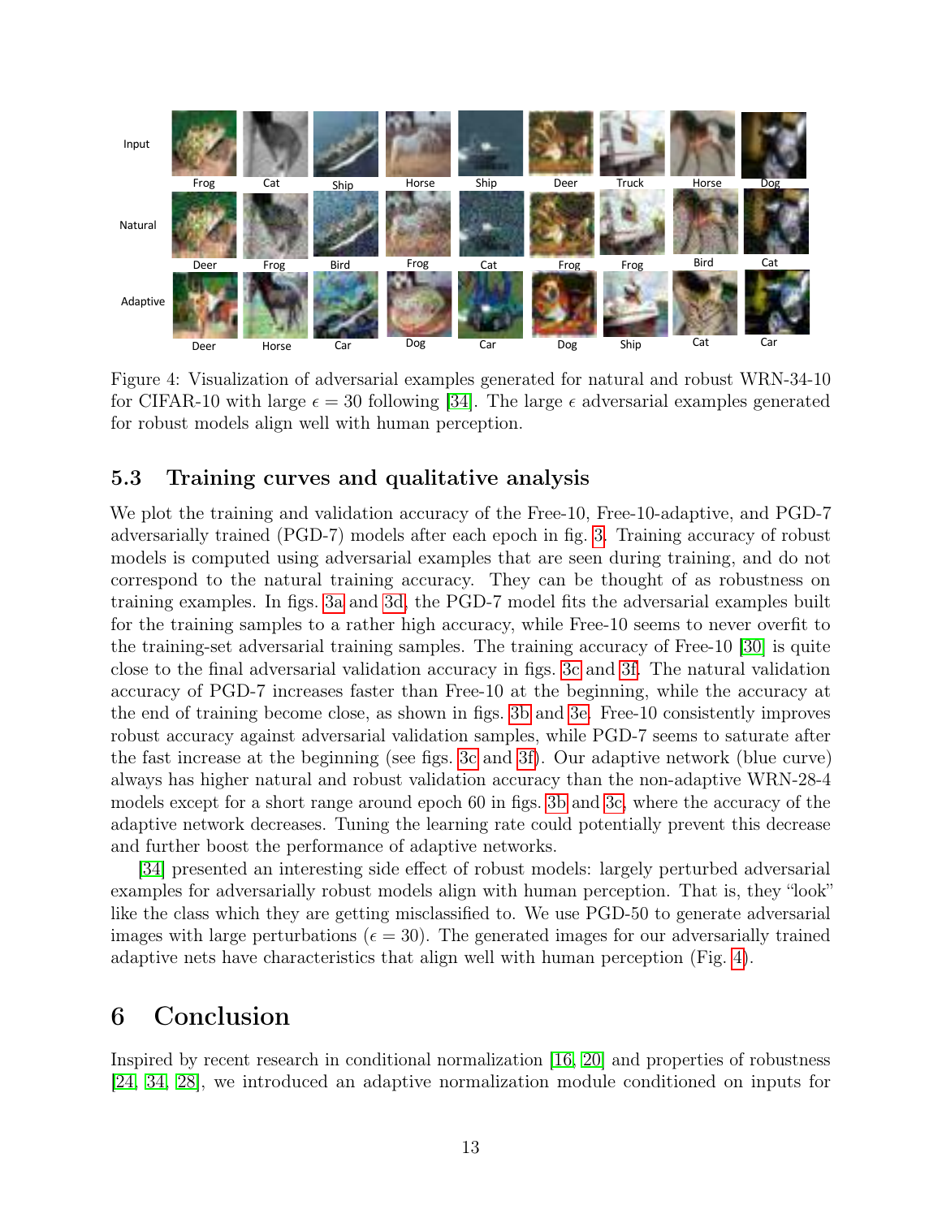Figure 4: Visualization of adversarial examples generated for natural and robust WRN-34-10 for CIFAR-10 with large $\epsilon = 30$ following [34]. The large $\epsilon$ adversarial examples generated for robust models align well with human perception.

### 5.3 Training curves and qualitative analysis

We plot the training and validation accuracy of the Free-10, Free-10-adaptive, and PGD-7 adversarially trained (PGD-7) models after each epoch in fig. 3. Training accuracy of robust models is computed using adversarial examples that are seen during training, and do not correspond to the natural training accuracy. They can be thought of as robustness on training examples. In figs. 3a and 3d, the PGD-7 model fits the adversarial examples built for the training samples to a rather high accuracy, while Free-10 seems to never overfit to the training-set adversarial training samples. The training accuracy of Free-10 [30] is quite close to the final adversarial validation accuracy in figs. 3c and 3f. The natural validation accuracy of PGD-7 increases faster than Free-10 at the beginning, while the accuracy at the end of training become close, as shown in figs. 3b and 3e. Free-10 consistently improves robust accuracy against adversarial validation samples, while PGD-7 seems to saturate after the fast increase at the beginning (see figs. 3c and 3f). Our adaptive network (blue curve) always has higher natural and robust validation accuracy than the non-adaptive WRN-28-4 models except for a short range around epoch 60 in figs. 3b and 3c, where the accuracy of the adaptive network decreases. Tuning the learning rate could potentially prevent this decrease and further boost the performance of adaptive networks.

[34] presented an interesting side effect of robust models: largely perturbed adversarial examples for adversarially robust models align with human perception. That is, they "look" like the class which they are getting misclassified to. We use PGD-50 to generate adversarial images with large perturbations ($\epsilon = 30$). The generated images for our adversarially trained adaptive nets have characteristics that align well with human perception (Fig. 4).

# 6 Conclusion

Inspired by recent research in conditional normalization [16, 20] and properties of robustness [24, 34, 28], we introduced an adaptive normalization module conditioned on inputs for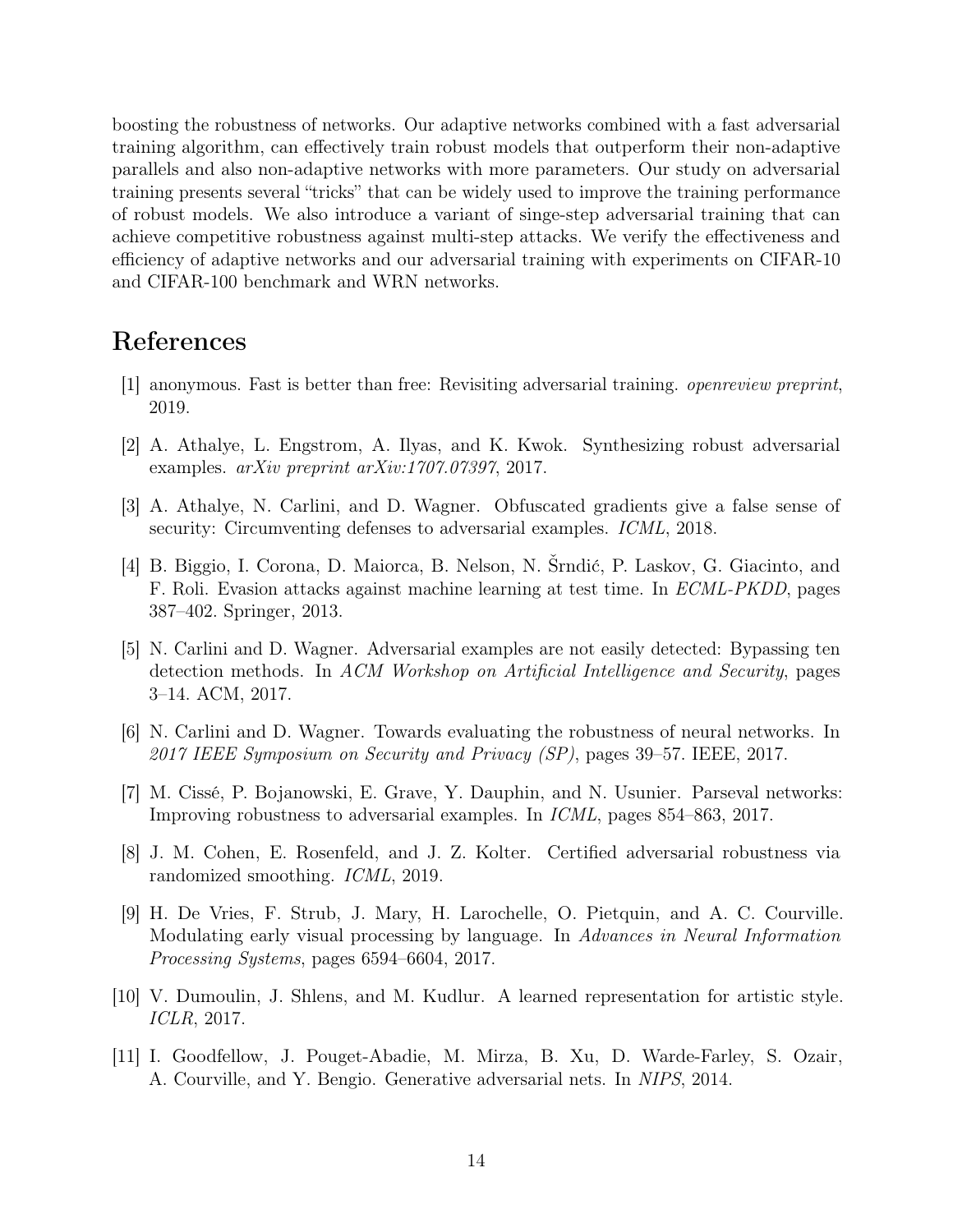boosting the robustness of networks. Our adaptive networks combined with a fast adversarial training algorithm, can effectively train robust models that outperform their non-adaptive parallels and also non-adaptive networks with more parameters. Our study on adversarial training presents several "tricks" that can be widely used to improve the training performance of robust models. We also introduce a variant of singe-step adversarial training that can achieve competitive robustness against multi-step attacks. We verify the effectiveness and efficiency of adaptive networks and our adversarial training with experiments on CIFAR-10 and CIFAR-100 benchmark and WRN networks.

# References

[1] anonymous. Fast is better than free: Revisiting adversarial training. *openreview preprint*, 2019.

[2] A. Athalye, L. Engstrom, A. Ilyas, and K. Kwok. Synthesizing robust adversarial examples. *arXiv preprint arXiv:1707.07397*, 2017.

[3] A. Athalye, N. Carlini, and D. Wagner. Obfuscated gradients give a false sense of security: Circumventing defenses to adversarial examples. *ICML*, 2018.

[4] B. Biggio, I. Corona, D. Maiorca, B. Nelson, N. Šrndić, P. Laskov, G. Giacinto, and F. Roli. Evasion attacks against machine learning at test time. In *ECML-PKDD*, pages 387–402. Springer, 2013.

[5] N. Carlini and D. Wagner. Adversarial examples are not easily detected: Bypassing ten detection methods. In *ACM Workshop on Artificial Intelligence and Security*, pages 3–14. ACM, 2017.

[6] N. Carlini and D. Wagner. Towards evaluating the robustness of neural networks. In *2017 IEEE Symposium on Security and Privacy (SP)*, pages 39–57. IEEE, 2017.

[7] M. Cissé, P. Bojanowski, E. Grave, Y. Dauphin, and N. Usunier. Parseval networks: Improving robustness to adversarial examples. In *ICML*, pages 854–863, 2017.

[8] J. M. Cohen, E. Rosenfeld, and J. Z. Kolter. Certified adversarial robustness via randomized smoothing. *ICML*, 2019.

[9] H. De Vries, F. Strub, J. Mary, H. Larochelle, O. Pietquin, and A. C. Courville. Modulating early visual processing by language. In *Advances in Neural Information Processing Systems*, pages 6594–6604, 2017.

[10] V. Dumoulin, J. Shlens, and M. Kudlur. A learned representation for artistic style. *ICLR*, 2017.

[11] I. Goodfellow, J. Pouget-Abadie, M. Mirza, B. Xu, D. Warde-Farley, S. Ozair, A. Courville, and Y. Bengio. Generative adversarial nets. In *NIPS*, 2014.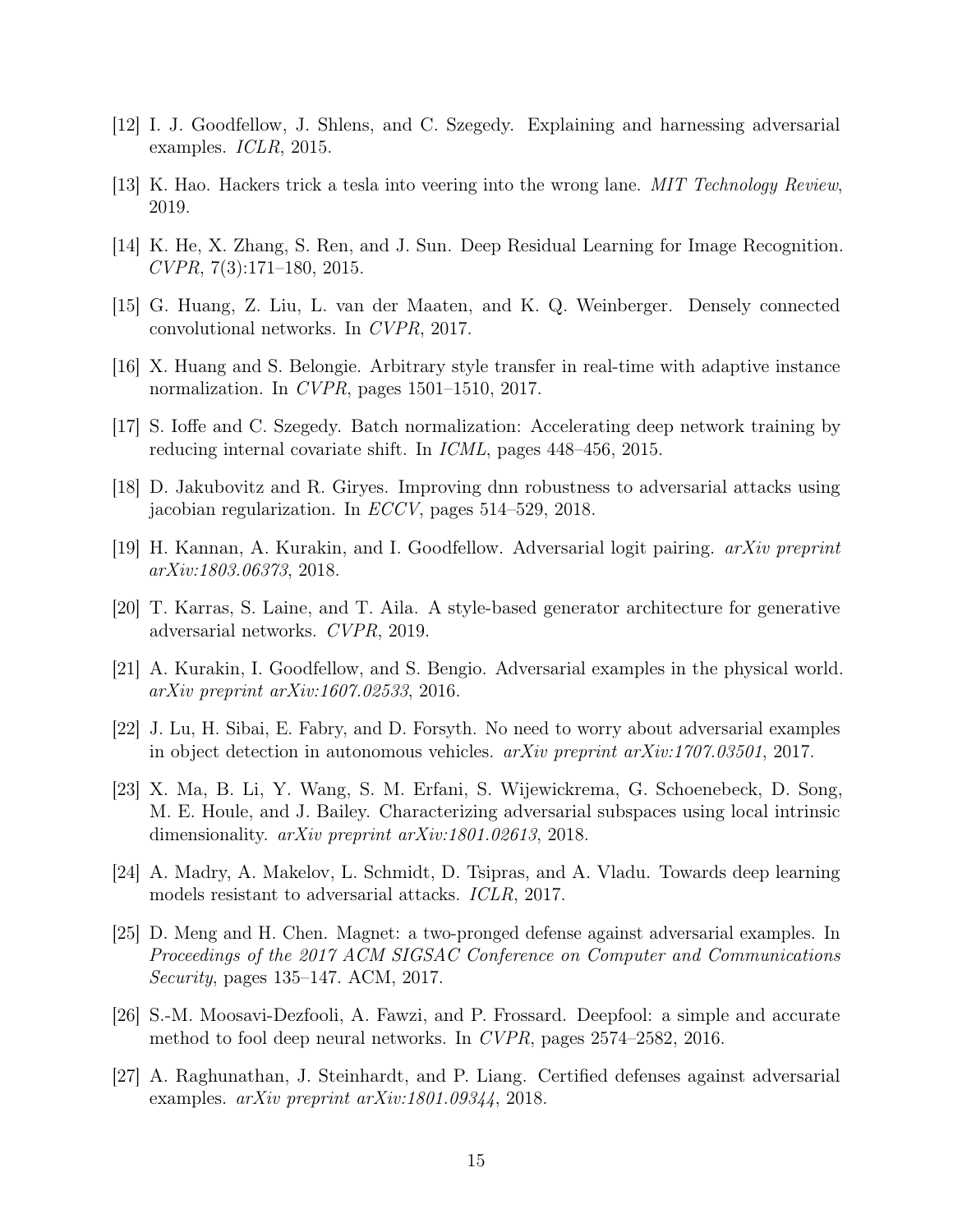[12] I. J. Goodfellow, J. Shlens, and C. Szegedy. Explaining and harnessing adversarial examples. *ICLR*, 2015.

[13] K. Hao. Hackers trick a tesla into veering into the wrong lane. *MIT Technology Review*, 2019.

[14] K. He, X. Zhang, S. Ren, and J. Sun. Deep Residual Learning for Image Recognition. *CVPR*, 7(3):171–180, 2015.

[15] G. Huang, Z. Liu, L. van der Maaten, and K. Q. Weinberger. Densely connected convolutional networks. In *CVPR*, 2017.

[16] X. Huang and S. Belongie. Arbitrary style transfer in real-time with adaptive instance normalization. In *CVPR*, pages 1501–1510, 2017.

[17] S. Ioffe and C. Szegedy. Batch normalization: Accelerating deep network training by reducing internal covariate shift. In *ICML*, pages 448–456, 2015.

[18] D. Jakubovitz and R. Giryes. Improving dnn robustness to adversarial attacks using jacobian regularization. In *ECCV*, pages 514–529, 2018.

[19] H. Kannan, A. Kurakin, and I. Goodfellow. Adversarial logit pairing. *arXiv preprint arXiv:1803.06373*, 2018.

[20] T. Karras, S. Laine, and T. Aila. A style-based generator architecture for generative adversarial networks. *CVPR*, 2019.

[21] A. Kurakin, I. Goodfellow, and S. Bengio. Adversarial examples in the physical world. *arXiv preprint arXiv:1607.02533*, 2016.

[22] J. Lu, H. Sibai, E. Fabry, and D. Forsyth. No need to worry about adversarial examples in object detection in autonomous vehicles. *arXiv preprint arXiv:1707.03501*, 2017.

[23] X. Ma, B. Li, Y. Wang, S. M. Erfani, S. Wijewickrema, G. Schoenebeck, D. Song, M. E. Houle, and J. Bailey. Characterizing adversarial subspaces using local intrinsic dimensionality. *arXiv preprint arXiv:1801.02613*, 2018.

[24] A. Madry, A. Makelov, L. Schmidt, D. Tsipras, and A. Vladu. Towards deep learning models resistant to adversarial attacks. *ICLR*, 2017.

[25] D. Meng and H. Chen. Magnet: a two-pronged defense against adversarial examples. In *Proceedings of the 2017 ACM SIGSAC Conference on Computer and Communications Security*, pages 135–147. ACM, 2017.

[26] S.-M. Moosavi-Dezfooli, A. Fawzi, and P. Frossard. Deepfool: a simple and accurate method to fool deep neural networks. In *CVPR*, pages 2574–2582, 2016.

[27] A. Raghunathan, J. Steinhardt, and P. Liang. Certified defenses against adversarial examples. *arXiv preprint arXiv:1801.09344*, 2018.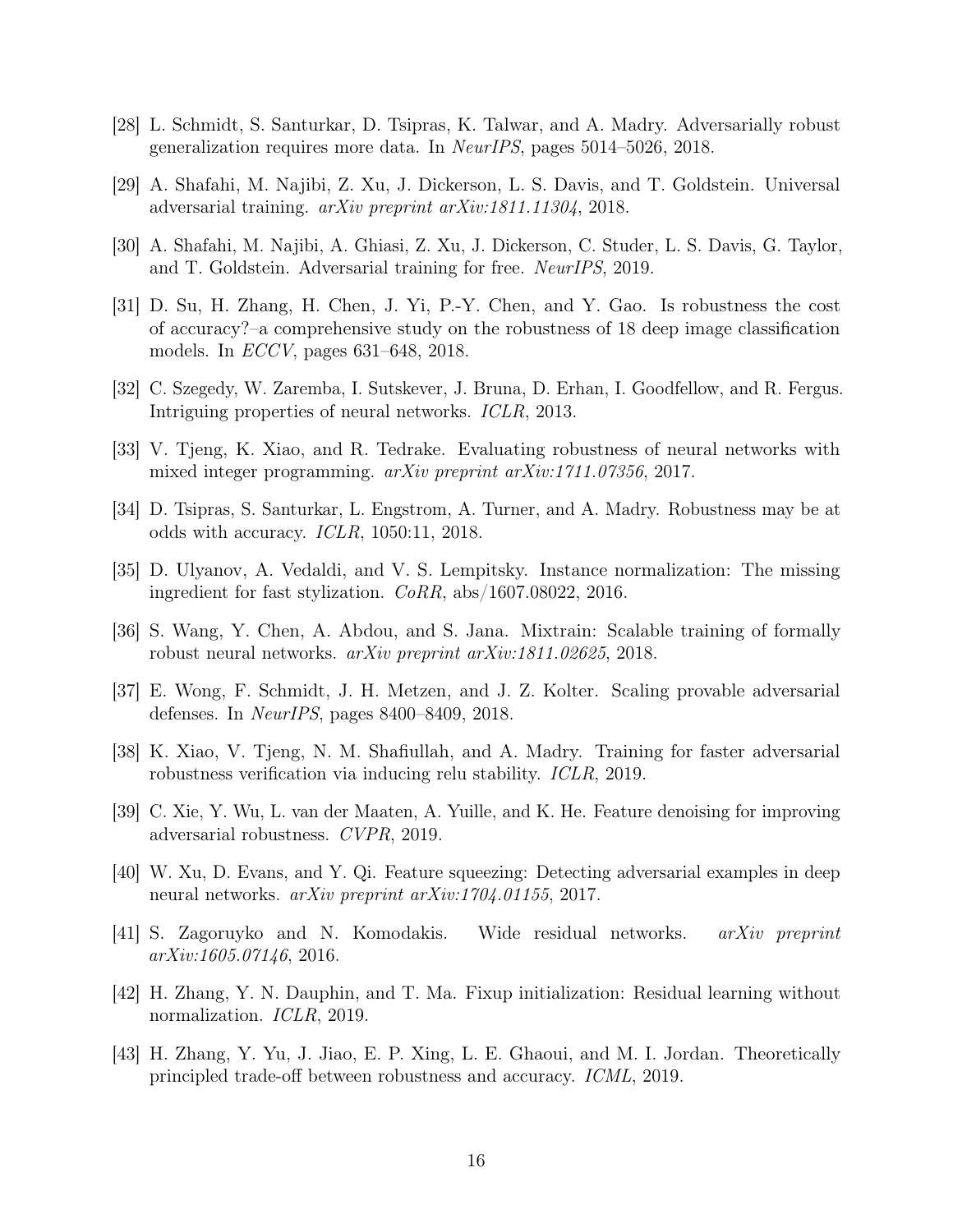[28] L. Schmidt, S. Santurkar, D. Tsipras, K. Talwar, and A. Madry. Adversarially robust generalization requires more data. In *NeurIPS*, pages 5014–5026, 2018.

[29] A. Shafahi, M. Najibi, Z. Xu, J. Dickerson, L. S. Davis, and T. Goldstein. Universal adversarial training. *arXiv preprint arXiv:1811.11304*, 2018.

[30] A. Shafahi, M. Najibi, A. Ghiasi, Z. Xu, J. Dickerson, C. Studer, L. S. Davis, G. Taylor, and T. Goldstein. Adversarial training for free. *NeurIPS*, 2019.

[31] D. Su, H. Zhang, H. Chen, J. Yi, P.-Y. Chen, and Y. Gao. Is robustness the cost of accuracy?–a comprehensive study on the robustness of 18 deep image classification models. In *ECCV*, pages 631–648, 2018.

[32] C. Szegedy, W. Zaremba, I. Sutskever, J. Bruna, D. Erhan, I. Goodfellow, and R. Fergus. Intriguing properties of neural networks. *ICLR*, 2013.

[33] V. Tjeng, K. Xiao, and R. Tedrake. Evaluating robustness of neural networks with mixed integer programming. *arXiv preprint arXiv:1711.07356*, 2017.

[34] D. Tsipras, S. Santurkar, L. Engstrom, A. Turner, and A. Madry. Robustness may be at odds with accuracy. *ICLR*, 1050:11, 2018.

[35] D. Ulyanov, A. Vedaldi, and V. S. Lempitsky. Instance normalization: The missing ingredient for fast stylization. *CoRR*, abs/1607.08022, 2016.

[36] S. Wang, Y. Chen, A. Abdou, and S. Jana. Mixtrain: Scalable training of formally robust neural networks. *arXiv preprint arXiv:1811.02625*, 2018.

[37] E. Wong, F. Schmidt, J. H. Metzen, and J. Z. Kolter. Scaling provable adversarial defenses. In *NeurIPS*, pages 8400–8409, 2018.

[38] K. Xiao, V. Tjeng, N. M. Shafiullah, and A. Madry. Training for faster adversarial robustness verification via inducing relu stability. *ICLR*, 2019.

[39] C. Xie, Y. Wu, L. van der Maaten, A. Yuille, and K. He. Feature denoising for improving adversarial robustness. *CVPR*, 2019.

[40] W. Xu, D. Evans, and Y. Qi. Feature squeezing: Detecting adversarial examples in deep neural networks. *arXiv preprint arXiv:1704.01155*, 2017.

[41] S. Zagoruyko and N. Komodakis. Wide residual networks. *arXiv preprint arXiv:1605.07146*, 2016.

[42] H. Zhang, Y. N. Dauphin, and T. Ma. Fixup initialization: Residual learning without normalization. *ICLR*, 2019.

[43] H. Zhang, Y. Yu, J. Jiao, E. P. Xing, L. E. Ghaoui, and M. I. Jordan. Theoretically principled trade-off between robustness and accuracy. *ICML*, 2019.